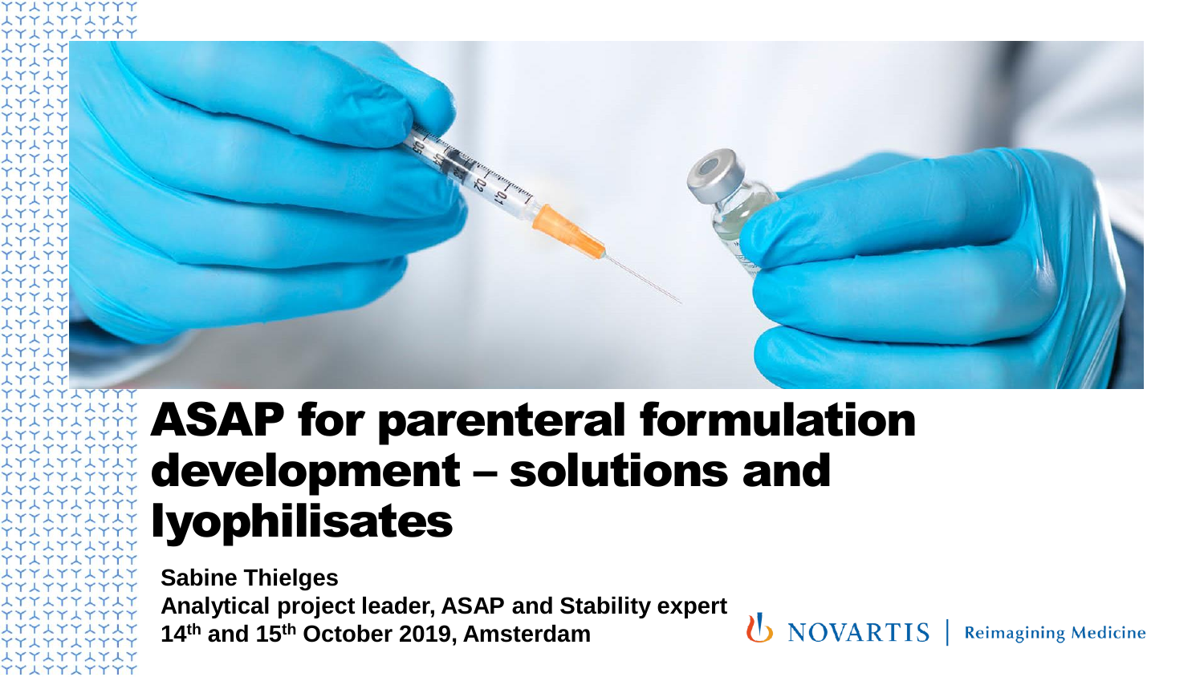# ASAP for parenteral formulation development – solutions and lyophilisates

**Sabine Thielges**

**Analytical project leader, ASAP and Stability expert**

**14th and 15th October 2019, Amsterdam**

NOVARTIS | Reimagining Medicine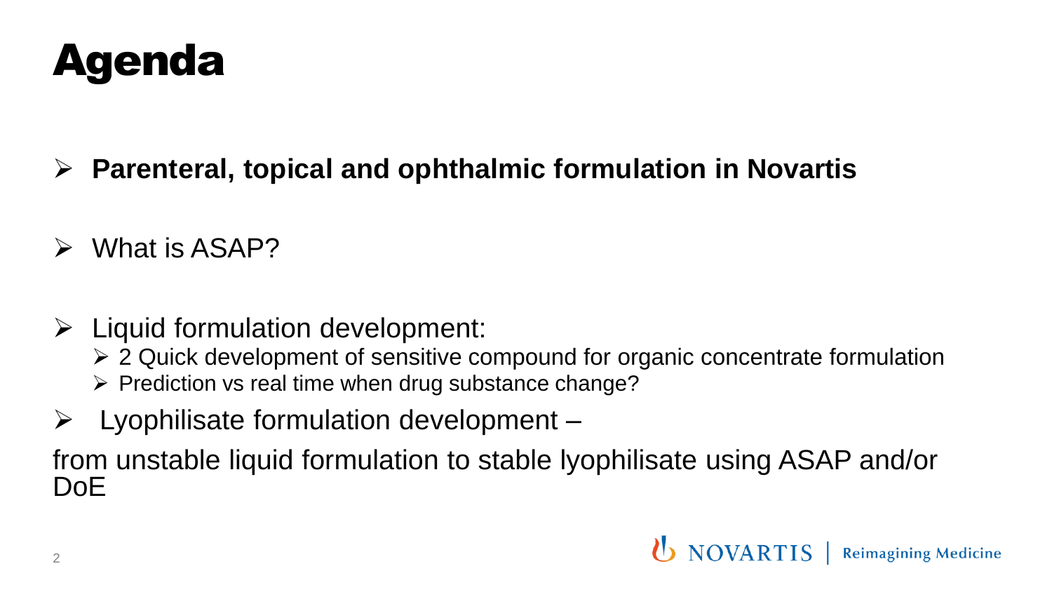# Agenda

- **Parenteral, topical and ophthalmic formulation in Novartis**
- What is ASAP?
- Liquid formulation development:
  - 2 Quick development of sensitive compound for organic concentrate formulation
  - Prediction vs real time when drug substance change?
- Lyophilisate formulation development –

from unstable liquid formulation to stable lyophilisate using ASAP and/or DoE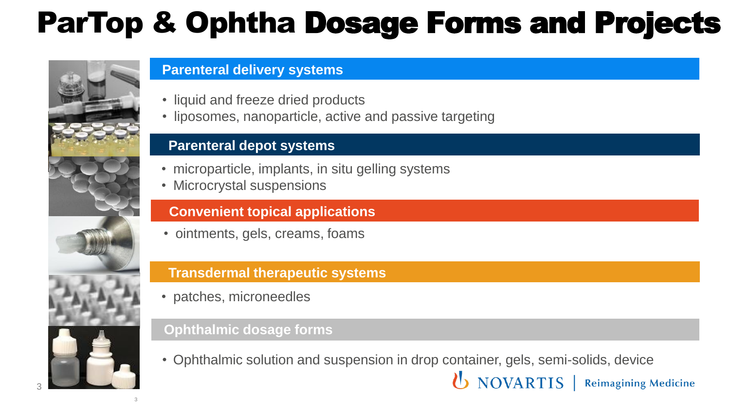# ParTop & Ophtha Dosage Forms and Projects

## Parenteral delivery systems

- liquid and freeze dried products
- liposomes, nanoparticle, active and passive targeting

## Parenteral depot systems

- microparticle, implants, in situ gelling systems
- Microcrystal suspensions

## Convenient topical applications

- ointments, gels, creams, foams

## Transdermal therapeutic systems

- patches, microneedles

## Ophthalmic dosage forms

- Ophthalmic solution and suspension in drop container, gels, semi-solids, device

NOVARTIS | Reimagining Medicine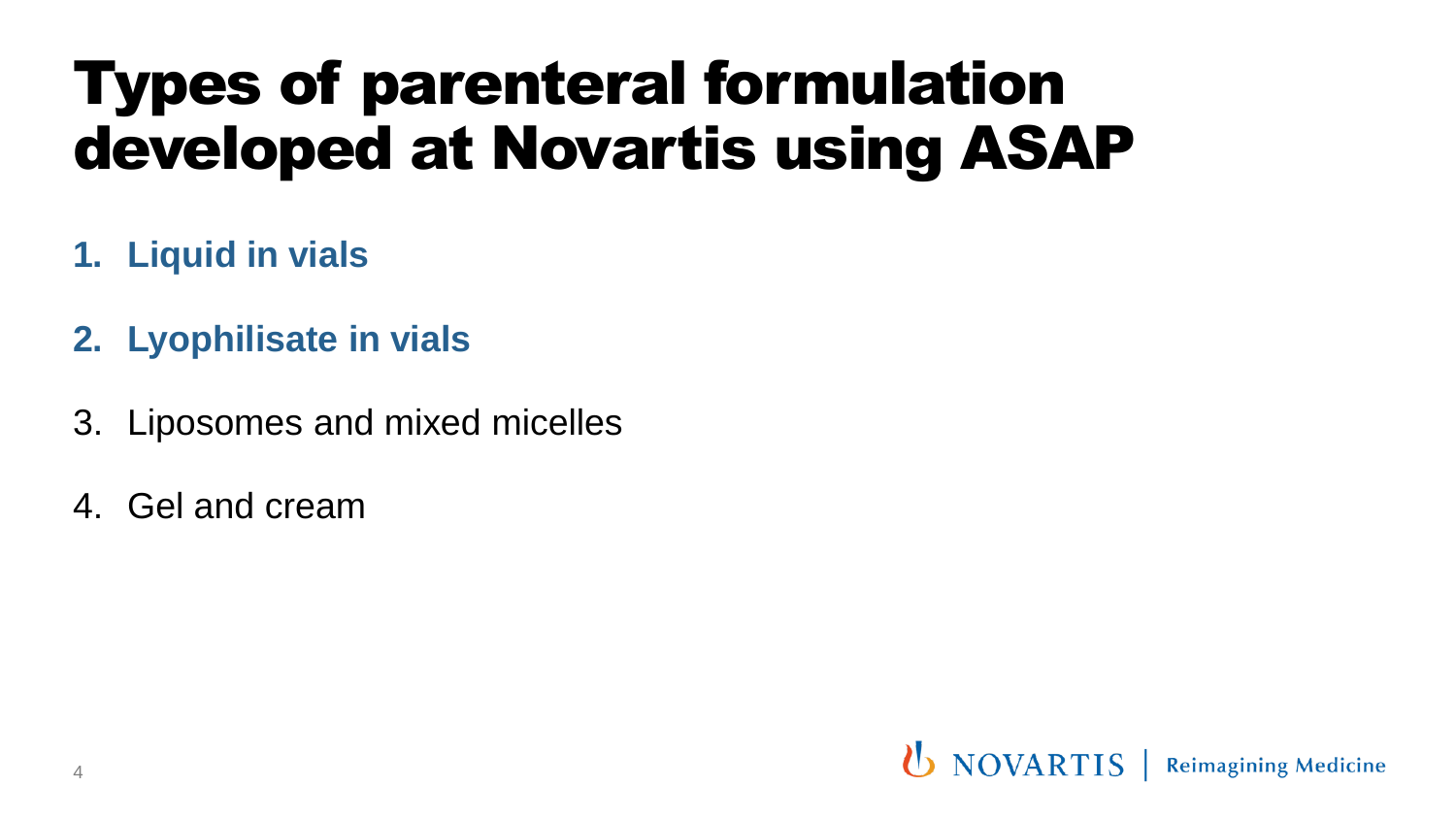# Types of parenteral formulation developed at Novartis using ASAP

1. **Liquid in vials**
2. **Lyophilisate in vials**
3. Liposomes and mixed micelles
4. Gel and cream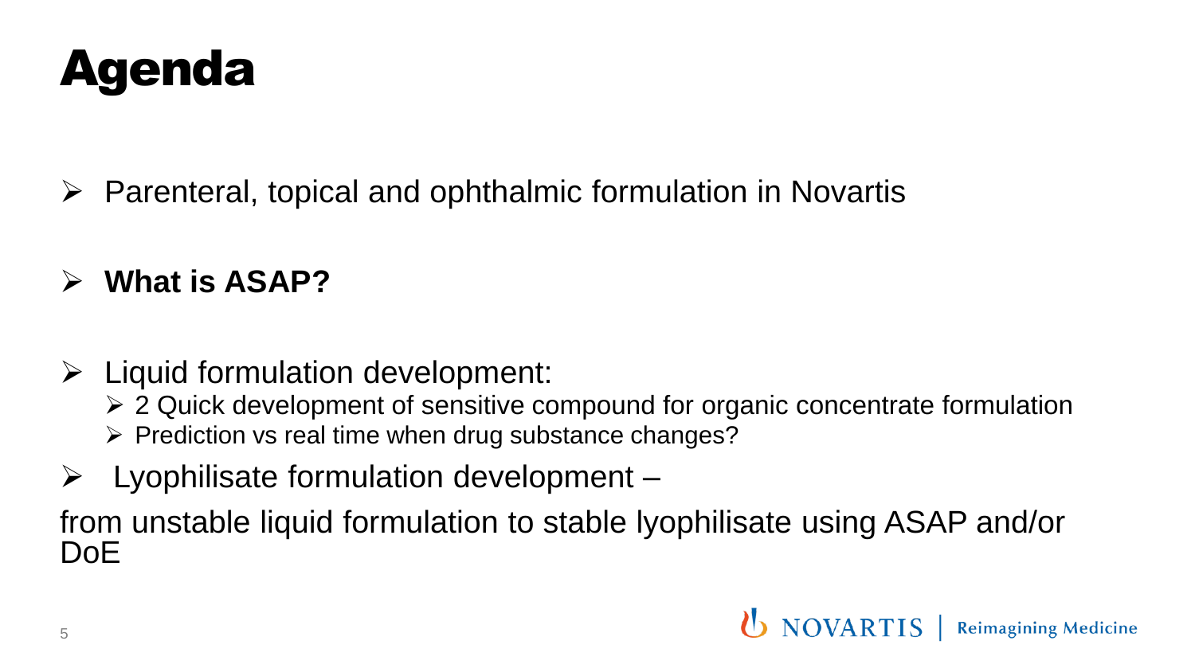# Agenda

- Parenteral, topical and ophthalmic formulation in Novartis
- **What is ASAP?**
- Liquid formulation development:
  - 2 Quick development of sensitive compound for organic concentrate formulation
  - Prediction vs real time when drug substance changes?
- Lyophilisate formulation development –

from unstable liquid formulation to stable lyophilisate using ASAP and/or DoE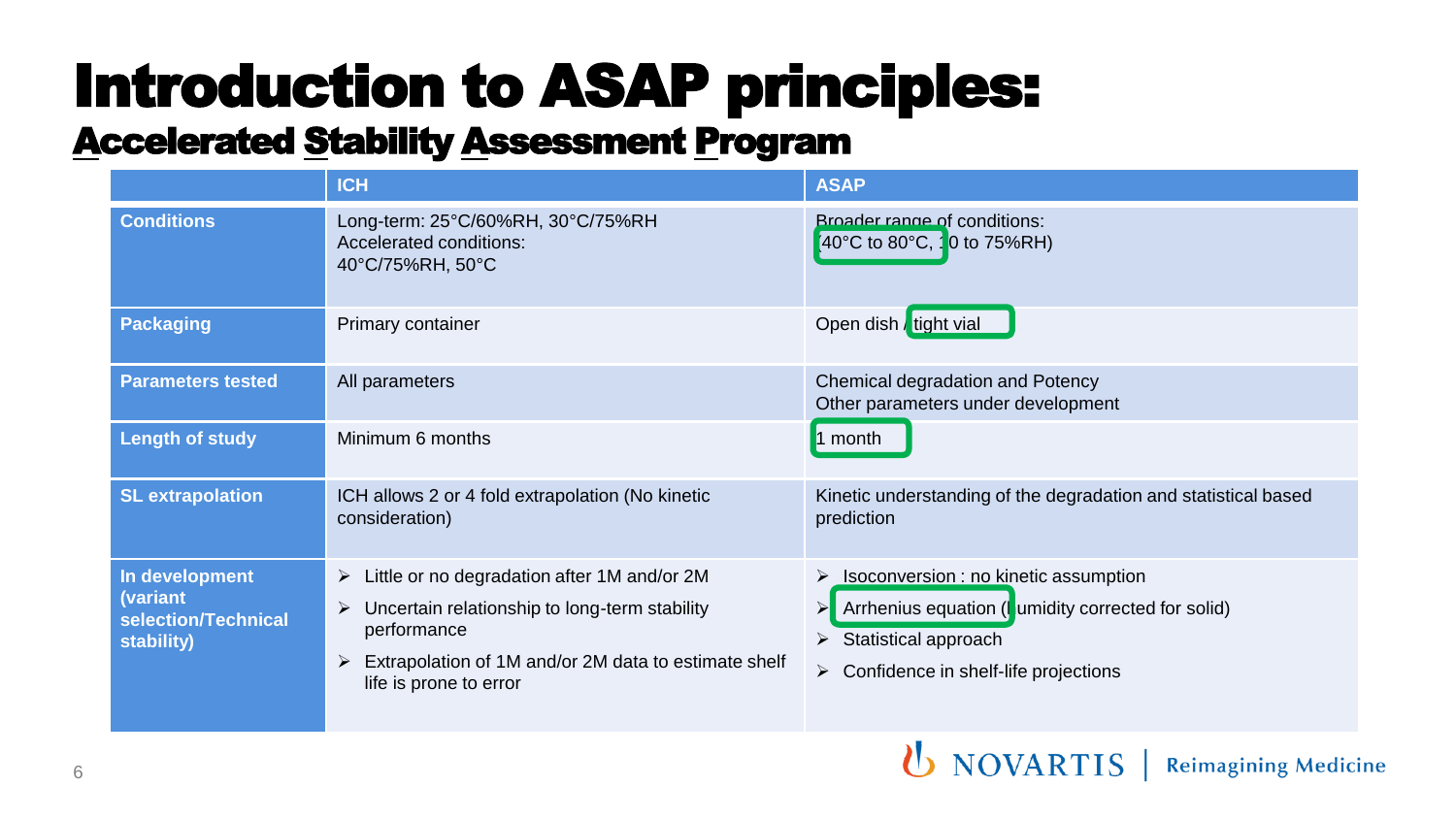# Introduction to ASAP principles:

## Accelerated Stability Assessment Program

| | ICH | ASAP |
|---|---|---|
| **Conditions** | Long-term: 25°C/60%RH, 30°C/75%RH<br>Accelerated conditions:<br>40°C/75%RH, 50°C | Broader range of conditions:<br>(40°C to 80°C, 10 to 75%RH) |
| **Packaging** | Primary container | Open dish / tight vial |
| **Parameters tested** | All parameters | Chemical degradation and Potency<br>Other parameters under development |
| **Length of study** | Minimum 6 months | 1 month |
| **SL extrapolation** | ICH allows 2 or 4 fold extrapolation (No kinetic consideration) | Kinetic understanding of the degradation and statistical based prediction |
| **In development (variant selection/Technical stability)** | ➢ Little or no degradation after 1M and/or 2M<br>➢ Uncertain relationship to long-term stability performance<br>➢ Extrapolation of 1M and/or 2M data to estimate shelf life is prone to error | ➢ Isoconversion : no kinetic assumption<br>➢ Arrhenius equation (humidity corrected for solid)<br>➢ Statistical approach<br>➢ Confidence in shelf-life projections |

NOVARTIS | Reimagining Medicine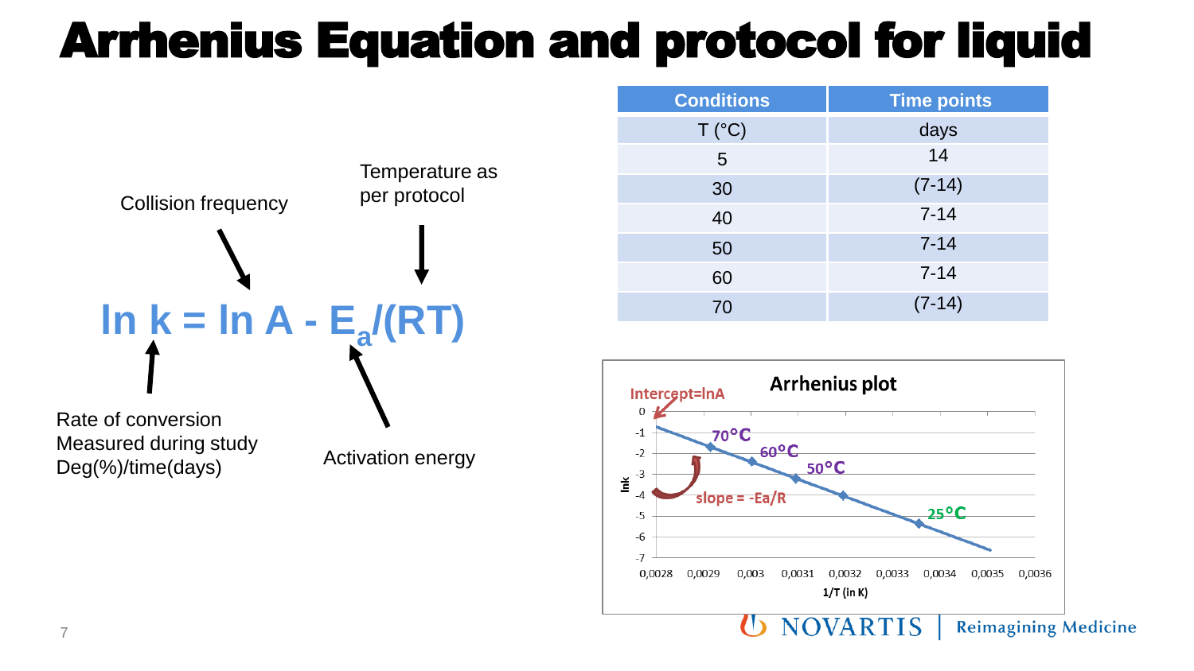# Arrhenius Equation and protocol for liquid

$$\ln k = \ln A - E_a/(RT)$$

- Collision frequency → $\ln A$
- Temperature as per protocol → $T$
- Rate of conversion Measured during study Deg(%)/time(days) → $\ln k$
- Activation energy → $E_a$

| Conditions | Time points |
|---|---|
| T (°C) | days |
| 5 | 14 |
| 30 | (7-14) |
| 40 | 7-14 |
| 50 | 7-14 |
| 60 | 7-14 |
| 70 | (7-14) |

**Arrhenius plot**

Intercept=lnA

slope = -Ea/R

70°C, 60°C, 50°C, 25°C

lnk (y-axis: 0 to -7)

1/T (in K) (x-axis: 0,0028 to 0,0036)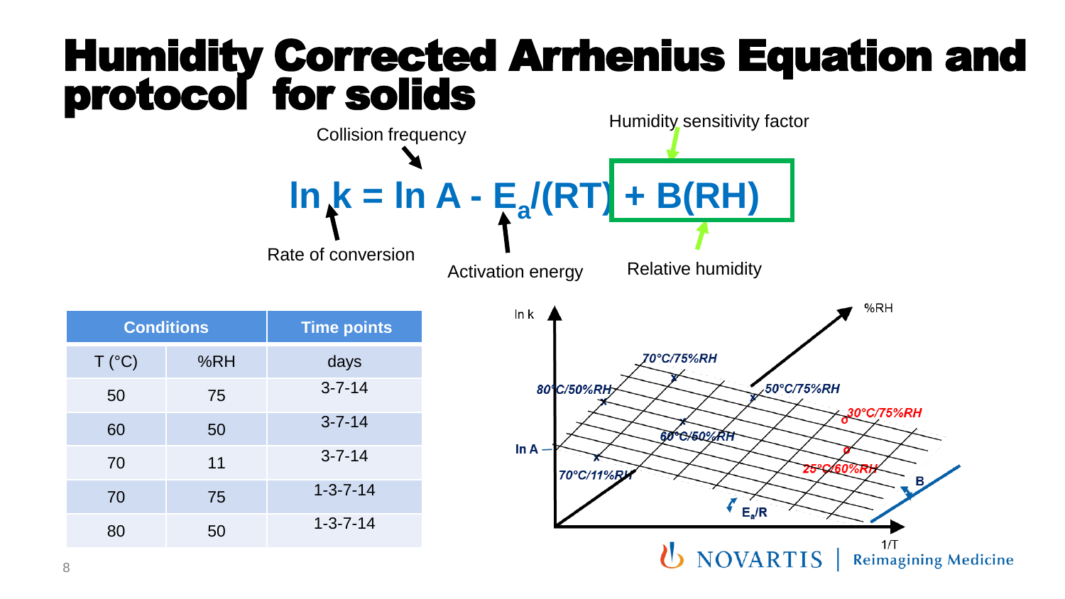# Humidity Corrected Arrhenius Equation and protocol for solids

$$\ln k = \ln A - E_a/(RT) + B(RH)$$

- Rate of conversion: $\ln k$
- Collision frequency: $\ln A$
- Activation energy: $E_a$
- Humidity sensitivity factor: $B$
- Relative humidity: $RH$

| Conditions | | Time points |
|---|---|---|
| T (°C) | %RH | days |
| 50 | 75 | 3-7-14 |
| 60 | 50 | 3-7-14 |
| 70 | 11 | 3-7-14 |
| 70 | 75 | 1-3-7-14 |
| 80 | 50 | 1-3-7-14 |

ln k

%RH

70°C/75%RH

80°C/50%RH

50°C/75%RH

30°C/75%RH

60°C/50%RH

ln A

25°C/60%RH

70°C/11%RH

B

$E_a/R$

1/T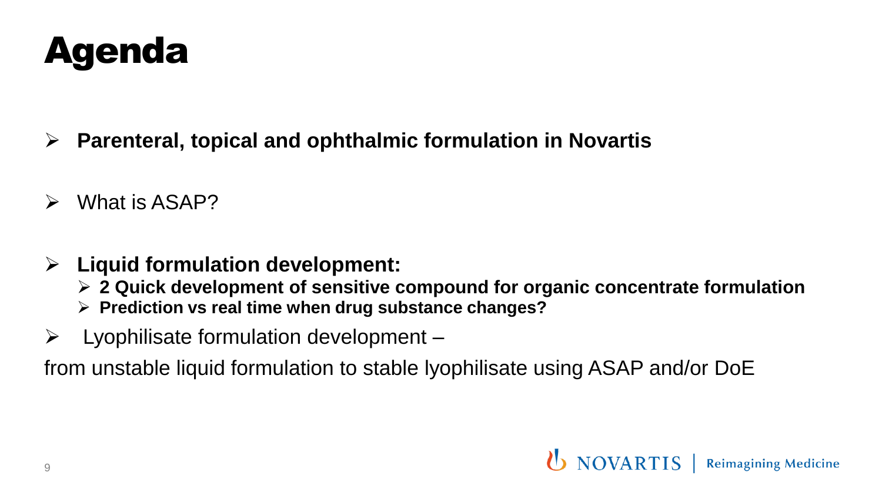# Agenda

- **Parenteral, topical and ophthalmic formulation in Novartis**
- What is ASAP?
- **Liquid formulation development:**
  - **2 Quick development of sensitive compound for organic concentrate formulation**
  - **Prediction vs real time when drug substance changes?**
- Lyophilisate formulation development –

from unstable liquid formulation to stable lyophilisate using ASAP and/or DoE

NOVARTIS | Reimagining Medicine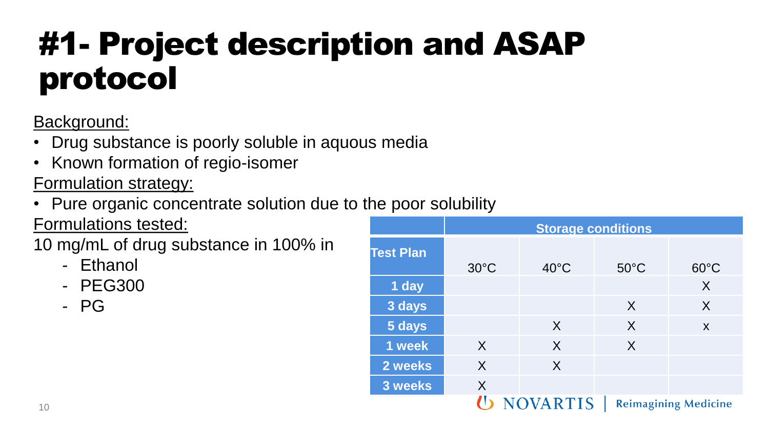# #1- Project description and ASAP protocol

Background:

- Drug substance is poorly soluble in aquous media
- Known formation of regio-isomer

Formulation strategy:

- Pure organic concentrate solution due to the poor solubility

Formulations tested:

10 mg/mL of drug substance in 100% in

- Ethanol
- PEG300
- PG

| | Storage conditions | | | |
|---|---|---|---|---|
| Test Plan | 30°C | 40°C | 50°C | 60°C |
| 1 day | | | | X |
| 3 days | | | X | X |
| 5 days | | X | X | x |
| 1 week | X | X | X | |
| 2 weeks | X | X | | |
| 3 weeks | X | | | |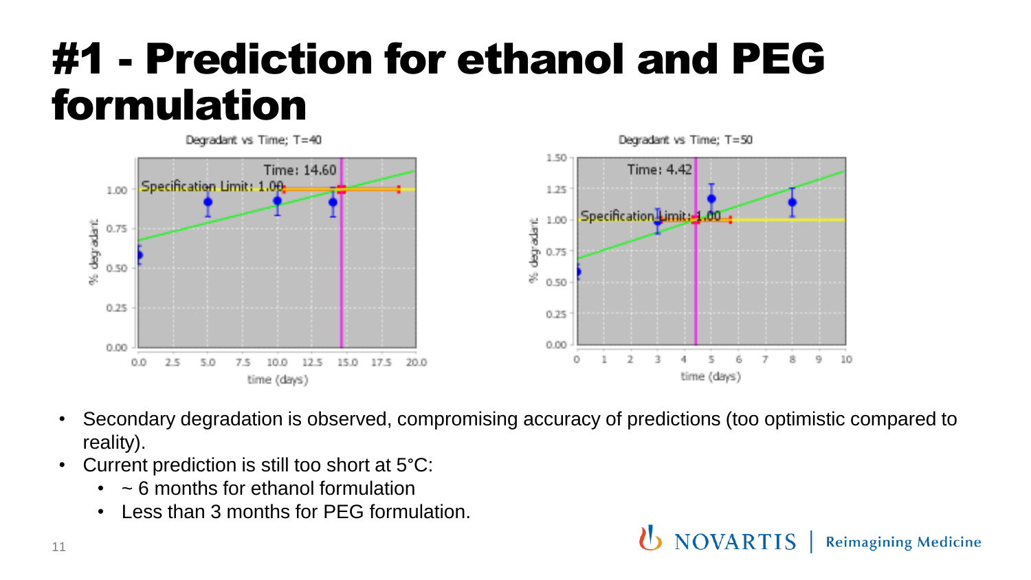# #1 - Prediction for ethanol and PEG formulation

- Secondary degradation is observed, compromising accuracy of predictions (too optimistic compared to reality).
- Current prediction is still too short at 5°C:
  - ~ 6 months for ethanol formulation
  - Less than 3 months for PEG formulation.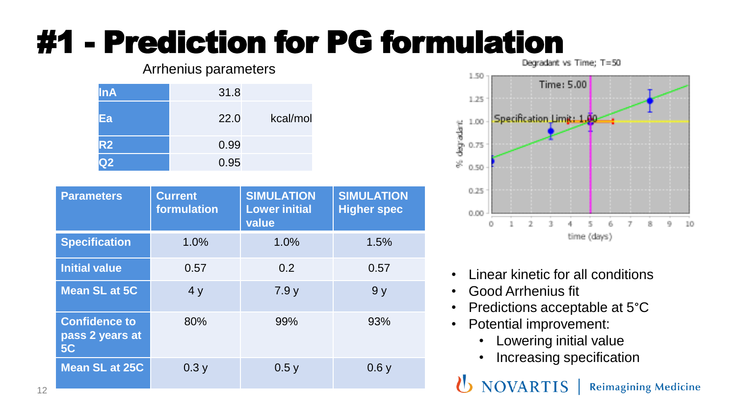# #1 - Prediction for PG formulation

Arrhenius parameters

| | | |
|---|---|---|
| lnA | 31.8 | |
| Ea | 22.0 | kcal/mol |
| R2 | 0.99 | |
| Q2 | 0.95 | |

| Parameters | Current formulation | SIMULATION Lower initial value | SIMULATION Higher spec |
|---|---|---|---|
| Specification | 1.0% | 1.0% | 1.5% |
| Initial value | 0.57 | 0.2 | 0.57 |
| Mean SL at 5C | 4 y | 7.9 y | 9 y |
| Confidence to pass 2 years at 5C | 80% | 99% | 93% |
| Mean SL at 25C | 0.3 y | 0.5 y | 0.6 y |

Degradant vs Time; T=50

- Linear kinetic for all conditions
- Good Arrhenius fit
- Predictions acceptable at 5°C
- Potential improvement:
  - Lowering initial value
  - Increasing specification

NOVARTIS | Reimagining Medicine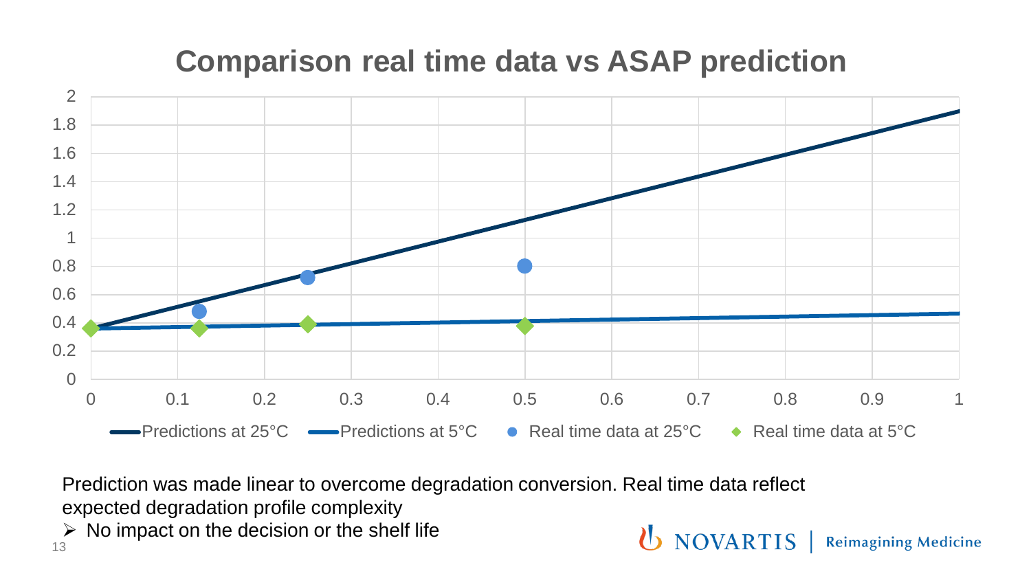# Comparison real time data vs ASAP prediction

Prediction was made linear to overcome degradation conversion. Real time data reflect expected degradation profile complexity

- No impact on the decision or the shelf life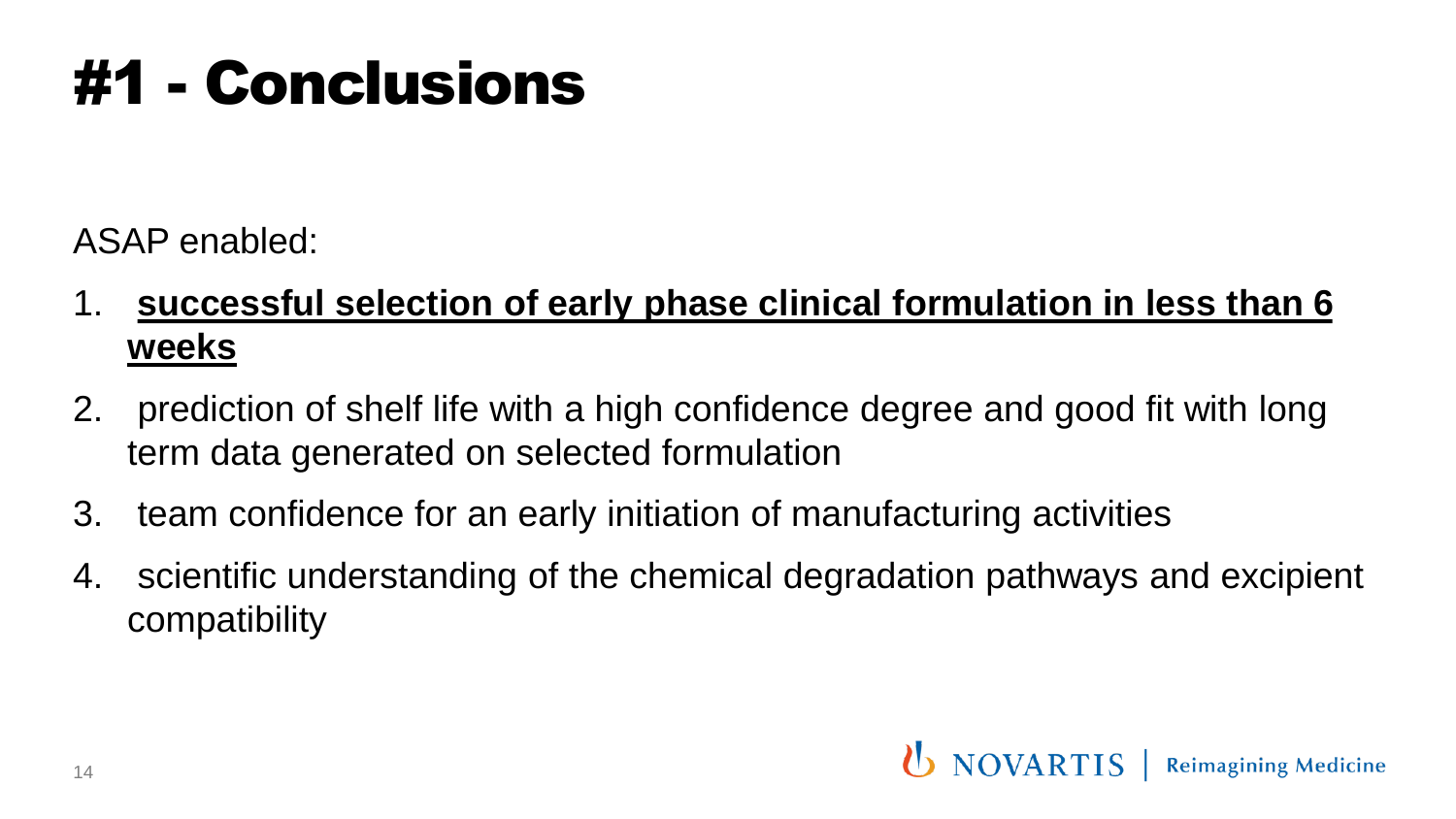# #1 - Conclusions

ASAP enabled:

1. **successful selection of early phase clinical formulation in less than 6 weeks**
2. prediction of shelf life with a high confidence degree and good fit with long term data generated on selected formulation
3. team confidence for an early initiation of manufacturing activities
4. scientific understanding of the chemical degradation pathways and excipient compatibility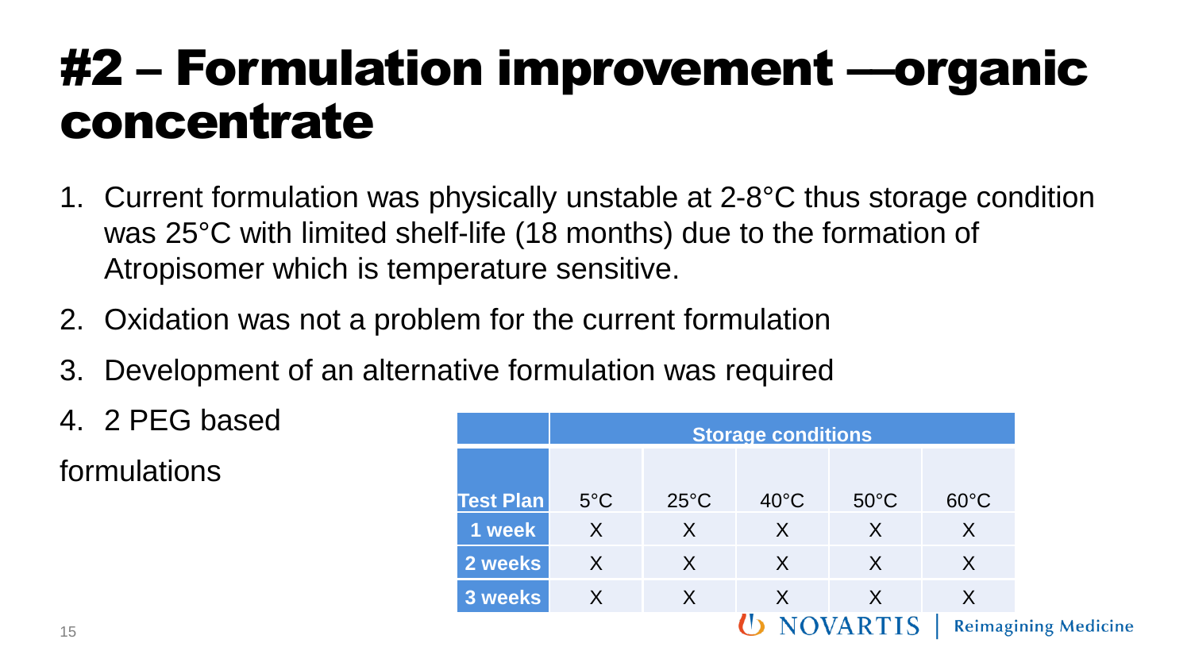# #2 – Formulation improvement —organic concentrate

1. Current formulation was physically unstable at 2-8°C thus storage condition was 25°C with limited shelf-life (18 months) due to the formation of Atropisomer which is temperature sensitive.
2. Oxidation was not a problem for the current formulation
3. Development of an alternative formulation was required
4. 2 PEG based formulations

| | Storage conditions | | | | |
|---|---|---|---|---|---|
| **Test Plan** | 5°C | 25°C | 40°C | 50°C | 60°C |
| **1 week** | X | X | X | X | X |
| **2 weeks** | X | X | X | X | X |
| **3 weeks** | X | X | X | X | X |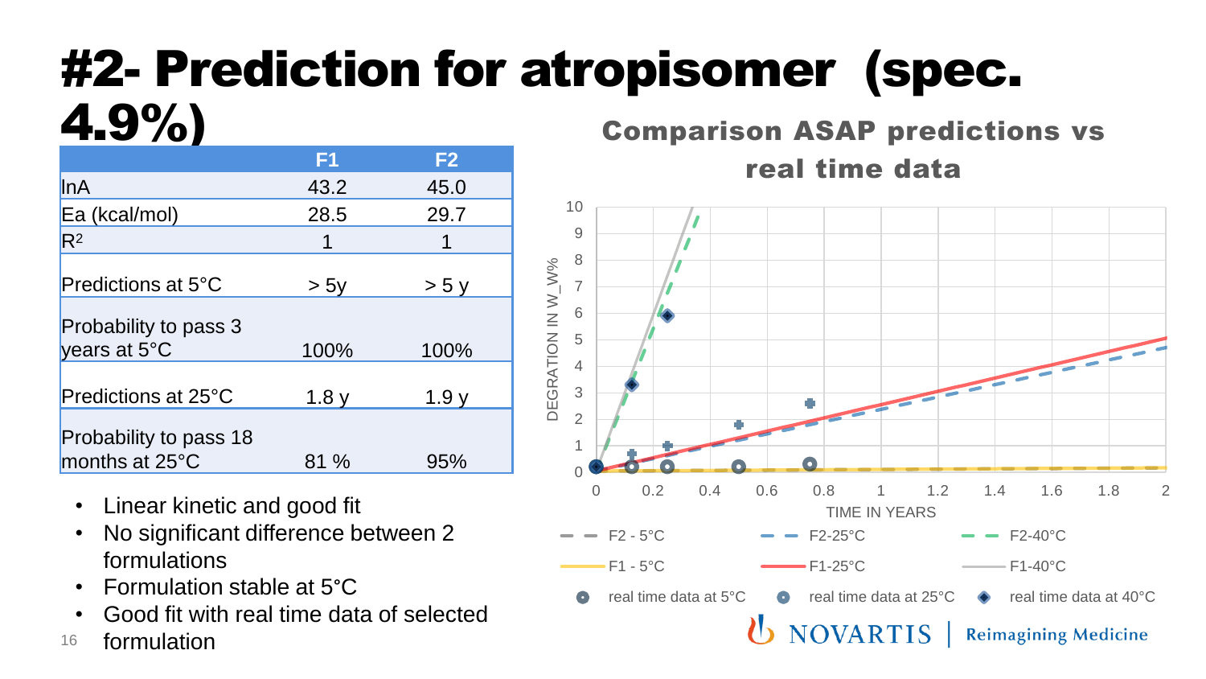# #2- Prediction for atropisomer (spec. 4.9%)

| | F1 | F2 |
|---|---|---|
| lnA | 43.2 | 45.0 |
| Ea (kcal/mol) | 28.5 | 29.7 |
| $R^2$ | 1 | 1 |
| Predictions at 5°C | > 5y | > 5 y |
| Probability to pass 3 years at 5°C | 100% | 100% |
| Predictions at 25°C | 1.8 y | 1.9 y |
| Probability to pass 18 months at 25°C | 81 % | 95% |

- Linear kinetic and good fit
- No significant difference between 2 formulations
- Formulation stable at 5°C
- Good fit with real time data of selected formulation

## Comparison ASAP predictions vs real time data

DEGRATION IN W_W%

TIME IN YEARS

F2 - 5°C, F2-25°C, F2-40°C, F1 - 5°C, F1-25°C, F1-40°C, real time data at 5°C, real time data at 25°C, real time data at 40°C

NOVARTIS | Reimagining Medicine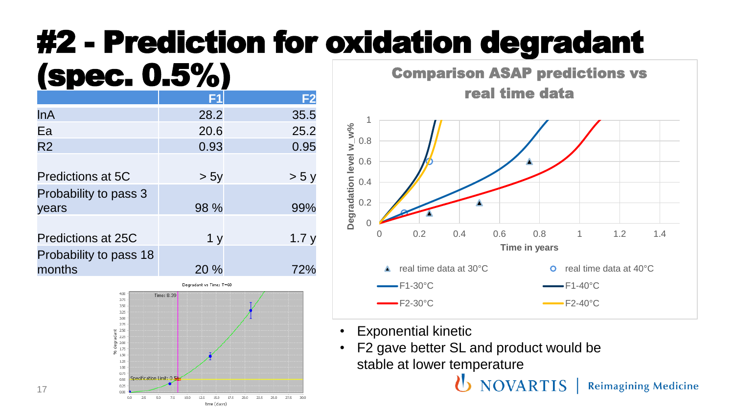# #2 - Prediction for oxidation degradant (spec. 0.5%)

| | F1 | F2 |
|---|---|---|
| InA | 28.2 | 35.5 |
| Ea | 20.6 | 25.2 |
| R2 | 0.93 | 0.95 |
| Predictions at 5C | > 5y | > 5 y |
| Probability to pass 3 years | 98 % | 99% |
| Predictions at 25C | 1 y | 1.7 y |
| Probability to pass 18 months | 20 % | 72% |

**Comparison ASAP predictions vs real time data**

- Exponential kinetic
- F2 gave better SL and product would be stable at lower temperature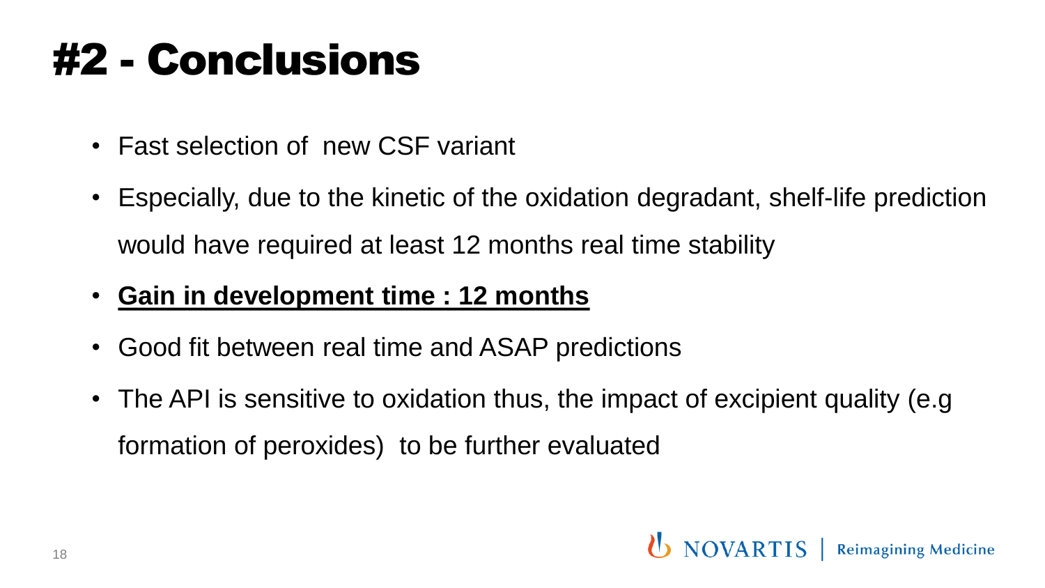# #2 - Conclusions

- Fast selection of  new CSF variant
- Especially, due to the kinetic of the oxidation degradant, shelf-life prediction would have required at least 12 months real time stability
- **Gain in development time : 12 months**
- Good fit between real time and ASAP predictions
- The API is sensitive to oxidation thus, the impact of excipient quality (e.g formation of peroxides)  to be further evaluated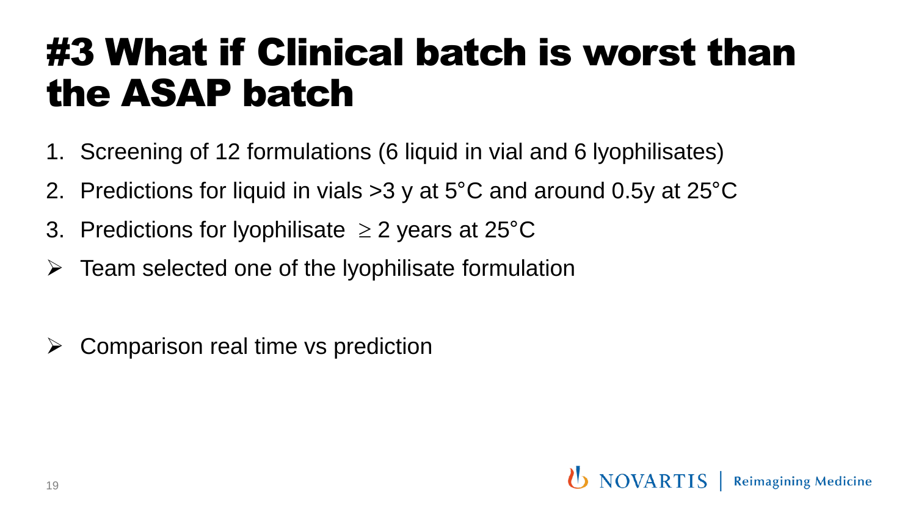# #3 What if Clinical batch is worst than the ASAP batch

1. Screening of 12 formulations (6 liquid in vial and 6 lyophilisates)
2. Predictions for liquid in vials >3 y at 5°C and around 0.5y at 25°C
3. Predictions for lyophilisate $\geq$ 2 years at 25°C

- Team selected one of the lyophilisate formulation

- Comparison real time vs prediction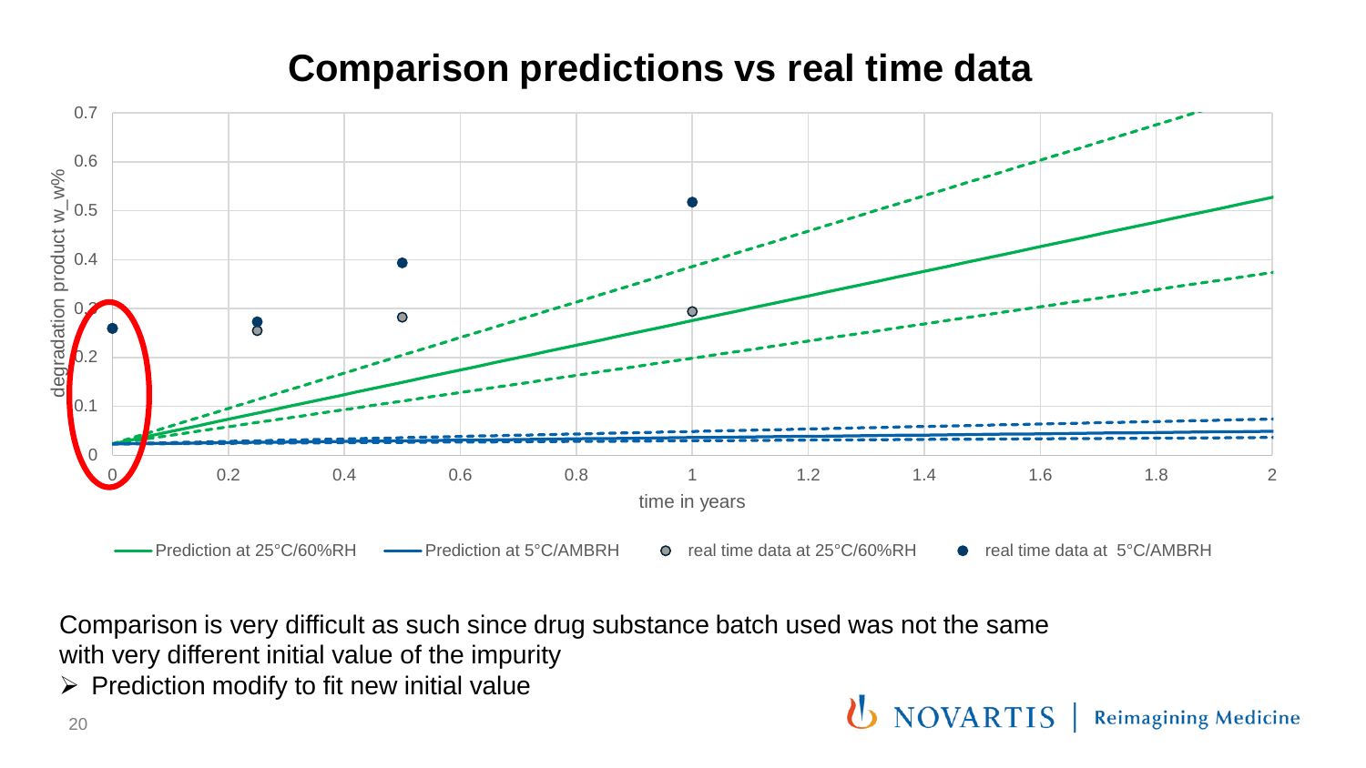# Comparison predictions vs real time data

Comparison is very difficult as such since drug substance batch used was not the same with very different initial value of the impurity

- Prediction modify to fit new initial value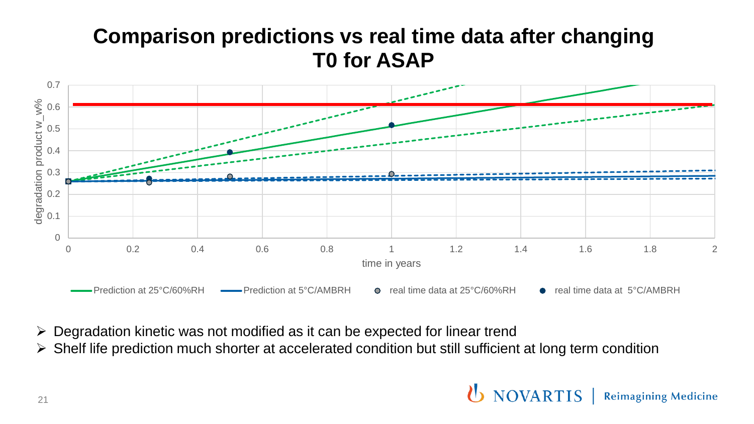# Comparison predictions vs real time data after changing T0 for ASAP

- Degradation kinetic was not modified as it can be expected for linear trend
- Shelf life prediction much shorter at accelerated condition but still sufficient at long term condition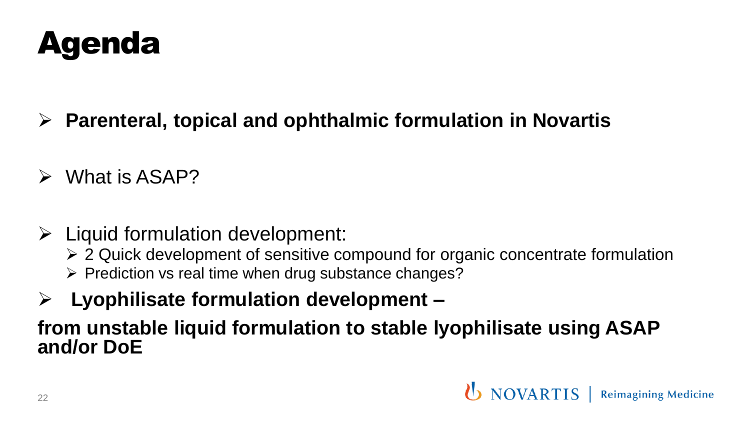# Agenda

- **Parenteral, topical and ophthalmic formulation in Novartis**
- What is ASAP?
- Liquid formulation development:
  - 2 Quick development of sensitive compound for organic concentrate formulation
  - Prediction vs real time when drug substance changes?
- **Lyophilisate formulation development –**

**from unstable liquid formulation to stable lyophilisate using ASAP and/or DoE**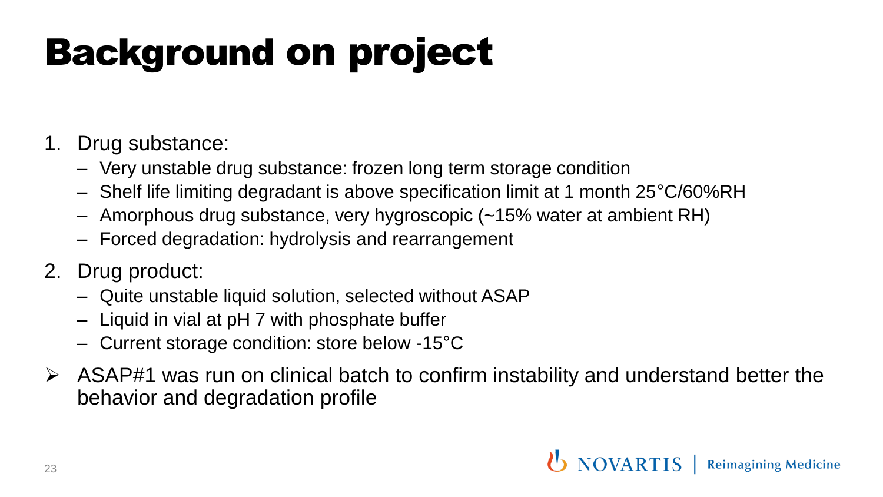# Background on project

1. Drug substance:
   - Very unstable drug substance: frozen long term storage condition
   - Shelf life limiting degradant is above specification limit at 1 month 25°C/60%RH
   - Amorphous drug substance, very hygroscopic (~15% water at ambient RH)
   - Forced degradation: hydrolysis and rearrangement
2. Drug product:
   - Quite unstable liquid solution, selected without ASAP
   - Liquid in vial at pH 7 with phosphate buffer
   - Current storage condition: store below -15°C

- ASAP#1 was run on clinical batch to confirm instability and understand better the behavior and degradation profile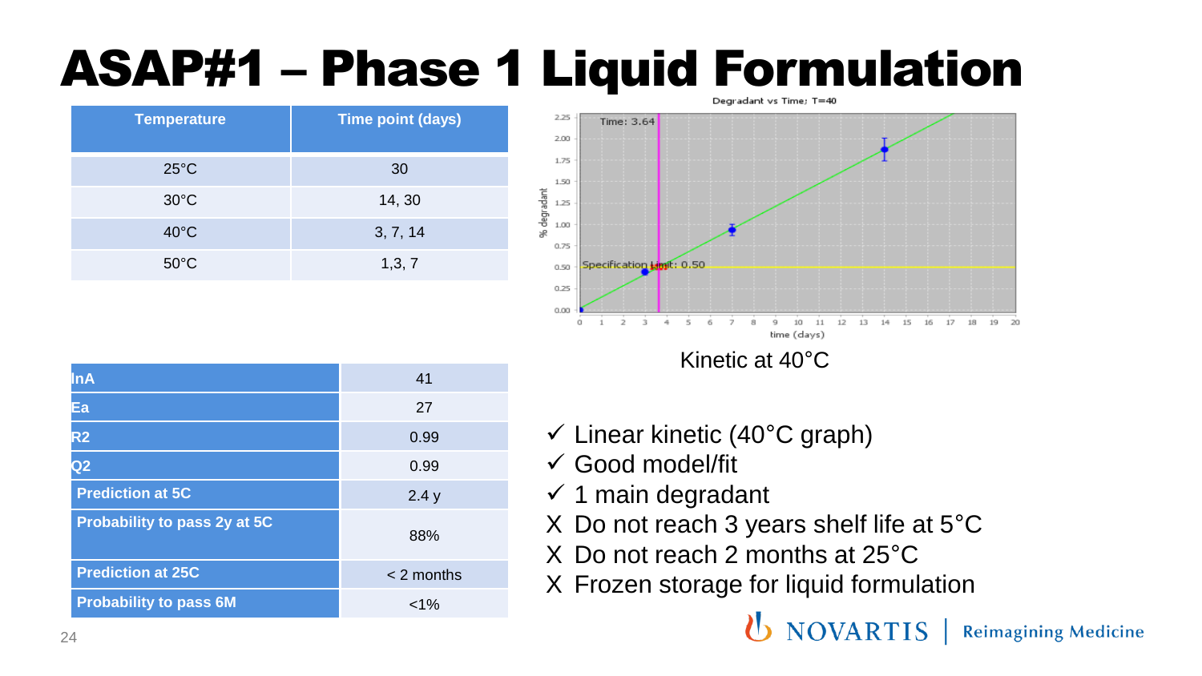# ASAP#1 – Phase 1 Liquid Formulation

| Temperature | Time point (days) |
|---|---|
| 25°C | 30 |
| 30°C | 14, 30 |
| 40°C | 3, 7, 14 |
| 50°C | 1,3, 7 |

Kinetic at 40°C

| lnA | 41 |
|---|---|
| Ea | 27 |
| R2 | 0.99 |
| Q2 | 0.99 |
| Prediction at 5C | 2.4 y |
| Probability to pass 2y at 5C | 88% |
| Prediction at 25C | < 2 months |
| Probability to pass 6M | <1% |

- ✓ Linear kinetic (40°C graph)
- ✓ Good model/fit
- ✓ 1 main degradant
- X Do not reach 3 years shelf life at 5°C
- X Do not reach 2 months at 25°C
- X Frozen storage for liquid formulation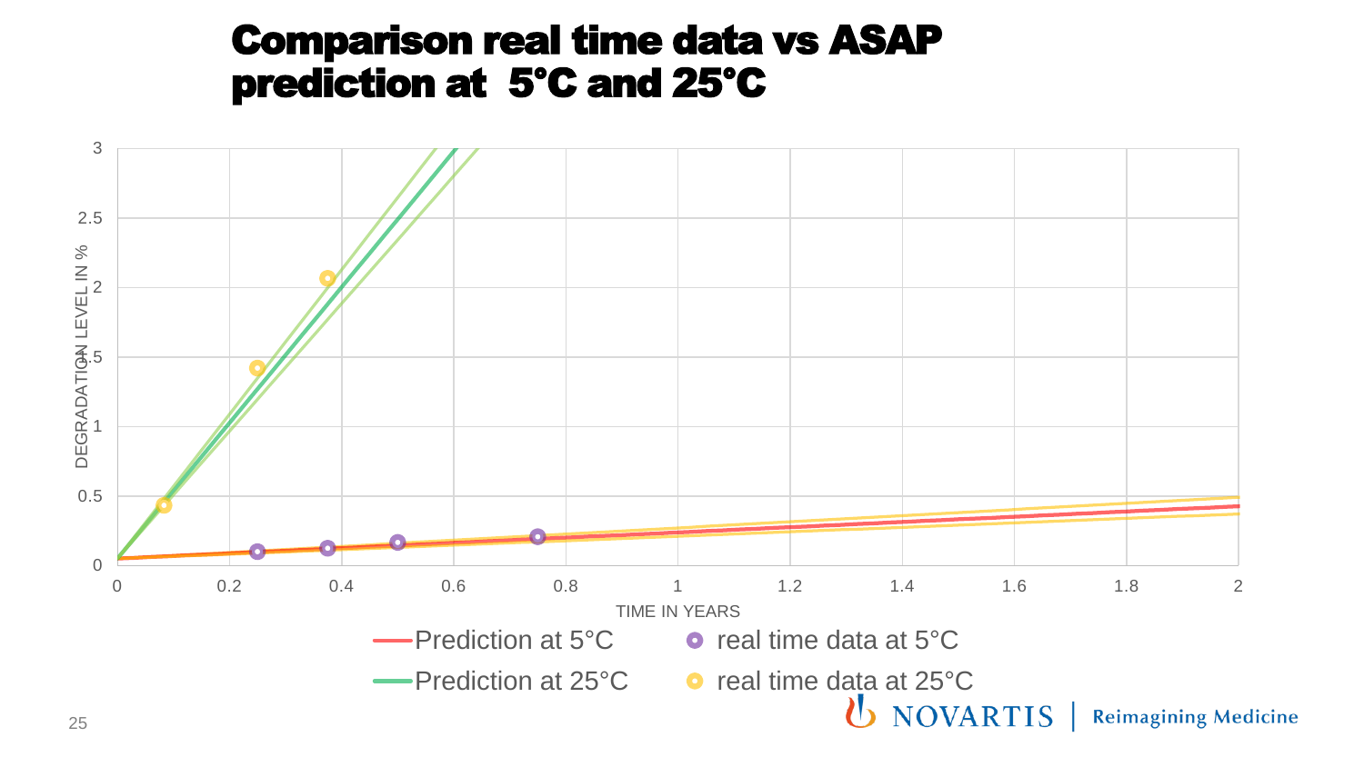# Comparison real time data vs ASAP prediction at 5°C and 25°C

DEGRADATION LEVEL IN %

TIME IN YEARS

- Prediction at 5°C
- Prediction at 25°C
- real time data at 5°C
- real time data at 25°C

NOVARTIS | Reimagining Medicine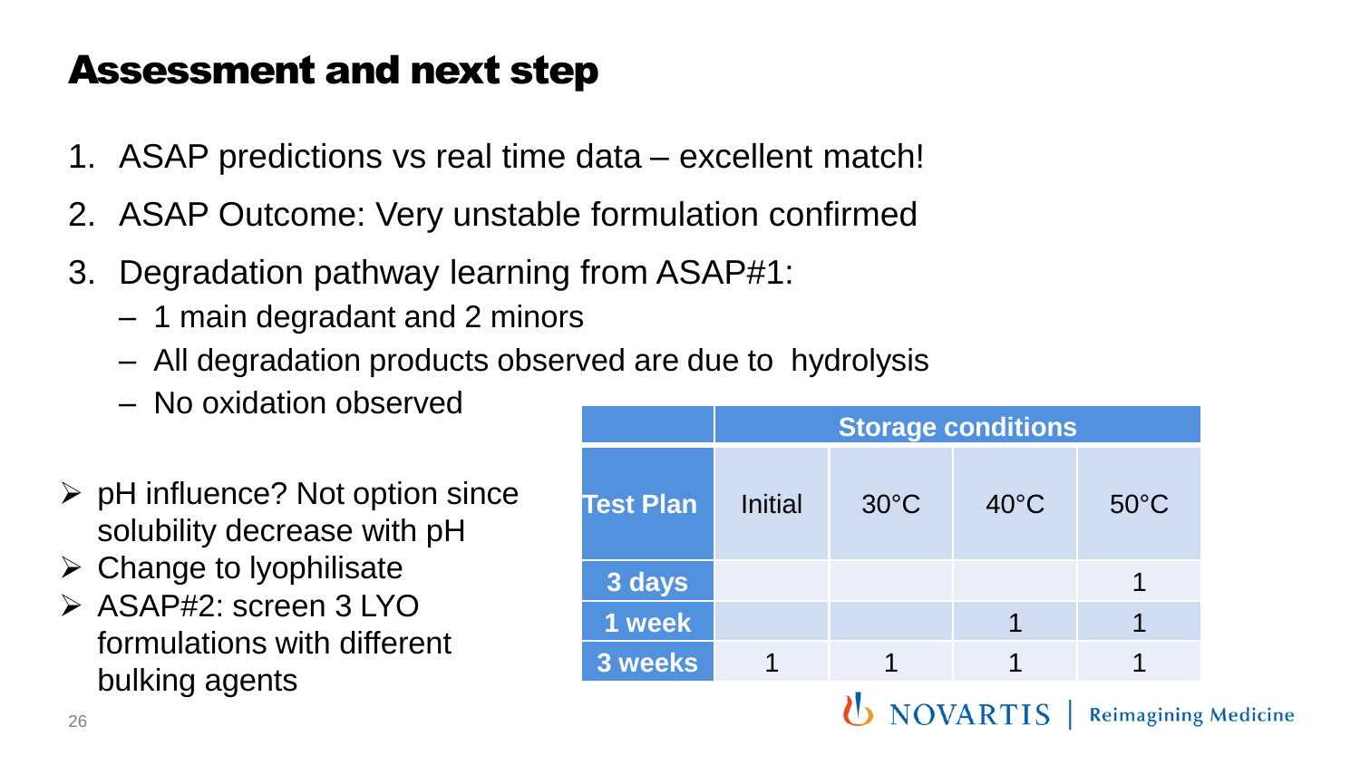# Assessment and next step

1. ASAP predictions vs real time data – excellent match!
2. ASAP Outcome: Very unstable formulation confirmed
3. Degradation pathway learning from ASAP#1:
   - 1 main degradant and 2 minors
   - All degradation products observed are due to hydrolysis
   - No oxidation observed

- pH influence? Not option since solubility decrease with pH
- Change to lyophilisate
- ASAP#2: screen 3 LYO formulations with different bulking agents

| | Storage conditions | | | |
|---|---|---|---|---|
| **Test Plan** | Initial | 30°C | 40°C | 50°C |
| **3 days** | | | | 1 |
| **1 week** | | | 1 | 1 |
| **3 weeks** | 1 | 1 | 1 | 1 |

NOVARTIS | Reimagining Medicine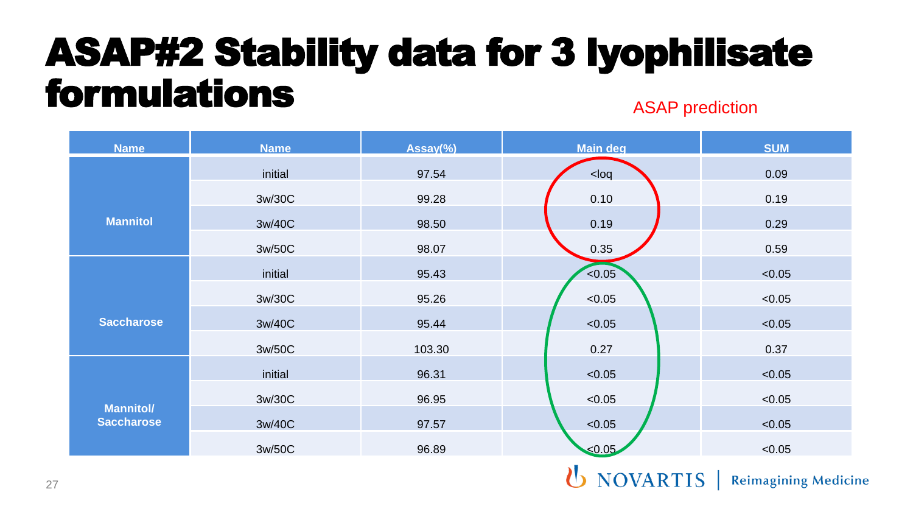# ASAP#2 Stability data for 3 lyophilisate formulations

ASAP prediction

| Name | Name | Assay(%) | Main deg | SUM |
|---|---|---|---|---|
| Mannitol | initial | 97.54 | <loq | 0.09 |
| | 3w/30C | 99.28 | 0.10 | 0.19 |
| | 3w/40C | 98.50 | 0.19 | 0.29 |
| | 3w/50C | 98.07 | 0.35 | 0.59 |
| Saccharose | initial | 95.43 | <0.05 | <0.05 |
| | 3w/30C | 95.26 | <0.05 | <0.05 |
| | 3w/40C | 95.44 | <0.05 | <0.05 |
| | 3w/50C | 103.30 | 0.27 | 0.37 |
| Mannitol/ Saccharose | initial | 96.31 | <0.05 | <0.05 |
| | 3w/30C | 96.95 | <0.05 | <0.05 |
| | 3w/40C | 97.57 | <0.05 | <0.05 |
| | 3w/50C | 96.89 | <0.05 | <0.05 |

NOVARTIS | Reimagining Medicine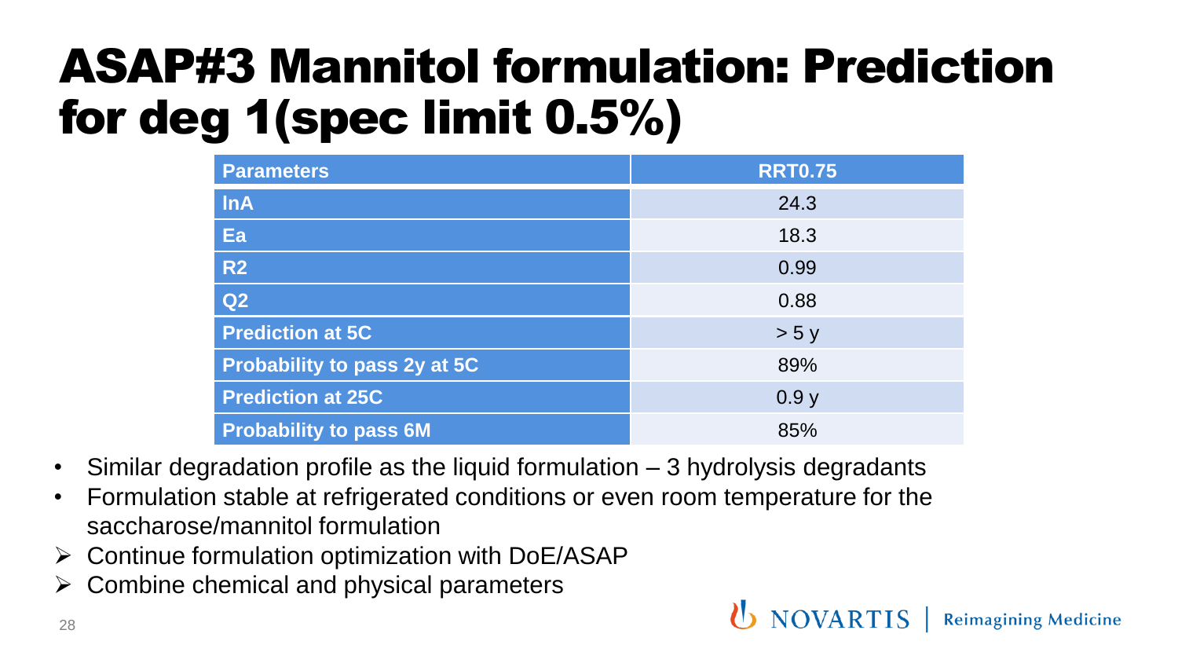# ASAP#3 Mannitol formulation: Prediction for deg 1(spec limit 0.5%)

| Parameters | RRT0.75 |
|---|---|
| lnA | 24.3 |
| Ea | 18.3 |
| R2 | 0.99 |
| Q2 | 0.88 |
| Prediction at 5C | > 5 y |
| Probability to pass 2y at 5C | 89% |
| Prediction at 25C | 0.9 y |
| Probability to pass 6M | 85% |

- Similar degradation profile as the liquid formulation – 3 hydrolysis degradants
- Formulation stable at refrigerated conditions or even room temperature for the saccharose/mannitol formulation

➢ Continue formulation optimization with DoE/ASAP

➢ Combine chemical and physical parameters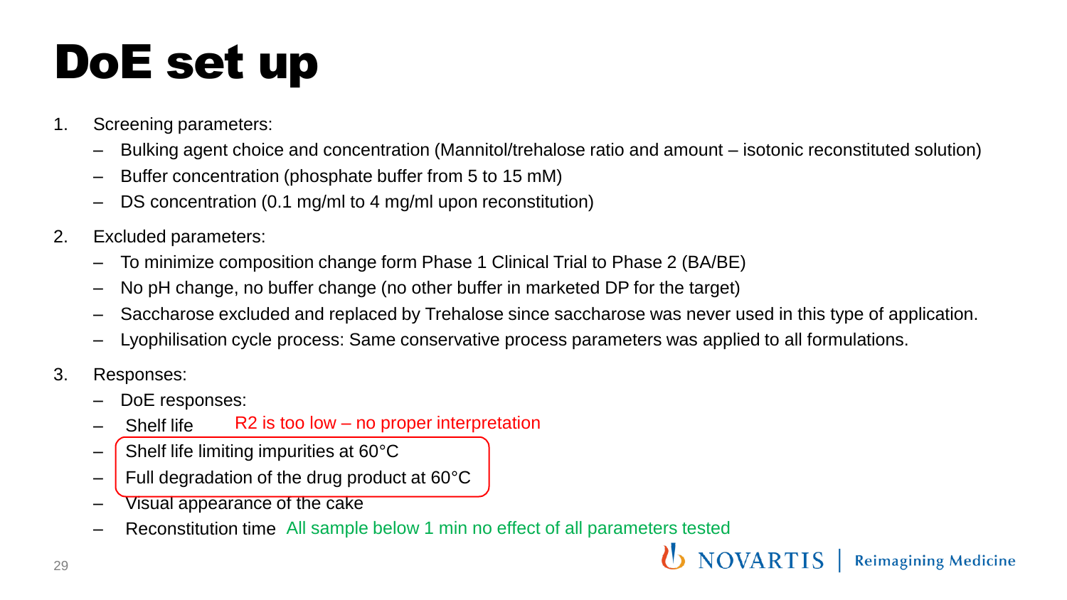# DoE set up

1. Screening parameters:
   - Bulking agent choice and concentration (Mannitol/trehalose ratio and amount – isotonic reconstituted solution)
   - Buffer concentration (phosphate buffer from 5 to 15 mM)
   - DS concentration (0.1 mg/ml to 4 mg/ml upon reconstitution)
2. Excluded parameters:
   - To minimize composition change form Phase 1 Clinical Trial to Phase 2 (BA/BE)
   - No pH change, no buffer change (no other buffer in marketed DP for the target)
   - Saccharose excluded and replaced by Trehalose since saccharose was never used in this type of application.
   - Lyophilisation cycle process: Same conservative process parameters was applied to all formulations.
3. Responses:
   - DoE responses:
   - Shelf life — $R2$ is too low – no proper interpretation
   - Shelf life limiting impurities at 60°C
   - Full degradation of the drug product at 60°C
   - Visual appearance of the cake
   - Reconstitution time — All sample below 1 min no effect of all parameters tested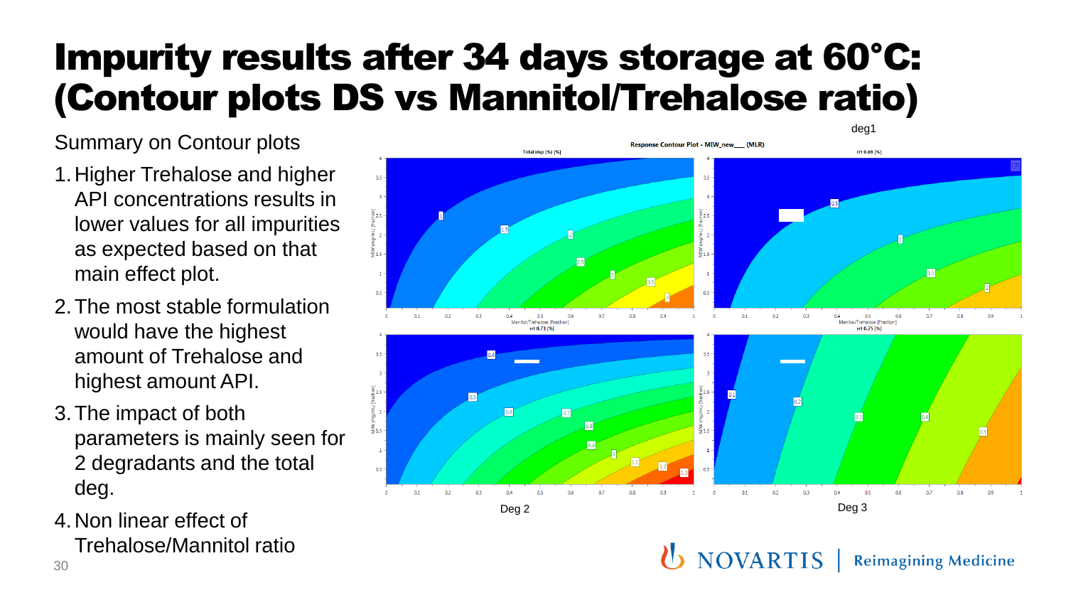# Impurity results after 34 days storage at 60°C: (Contour plots DS vs Mannitol/Trehalose ratio)

Summary on Contour plots

1. Higher Trehalose and higher API concentrations results in lower values for all impurities as expected based on that main effect plot.
2. The most stable formulation would have the highest amount of Trehalose and highest amount API.
3. The impact of both parameters is mainly seen for 2 degradants and the total deg.
4. Non linear effect of Trehalose/Mannitol ratio

deg1

Response Contour Plot - MIW_new___ (MLR)

Deg 2

Deg 3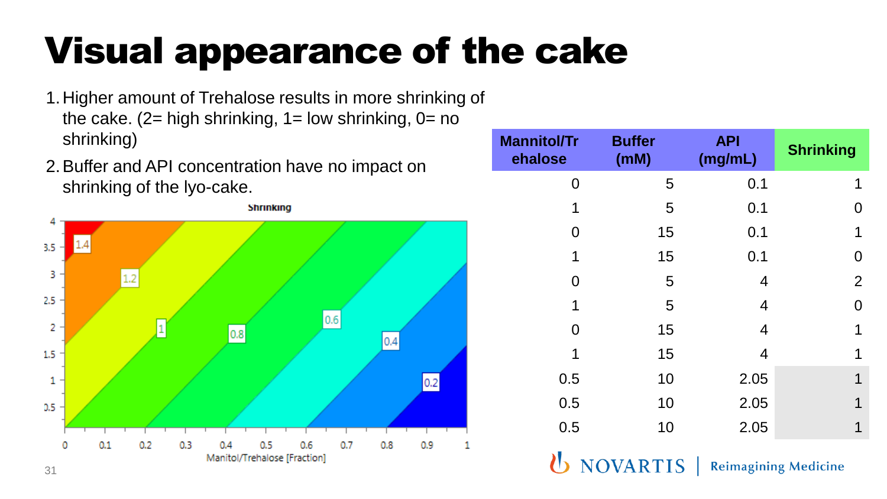# Visual appearance of the cake

1. Higher amount of Trehalose results in more shrinking of the cake. (2= high shrinking, 1= low shrinking, 0= no shrinking)
2. Buffer and API concentration have no impact on shrinking of the lyo-cake.

| Mannitol/Trehalose | Buffer (mM) | API (mg/mL) | Shrinking |
|---|---|---|---|
| 0 | 5 | 0.1 | 1 |
| 1 | 5 | 0.1 | 0 |
| 0 | 15 | 0.1 | 1 |
| 1 | 15 | 0.1 | 0 |
| 0 | 5 | 4 | 2 |
| 1 | 5 | 4 | 0 |
| 0 | 15 | 4 | 1 |
| 1 | 15 | 4 | 1 |
| 0.5 | 10 | 2.05 | 1 |
| 0.5 | 10 | 2.05 | 1 |
| 0.5 | 10 | 2.05 | 1 |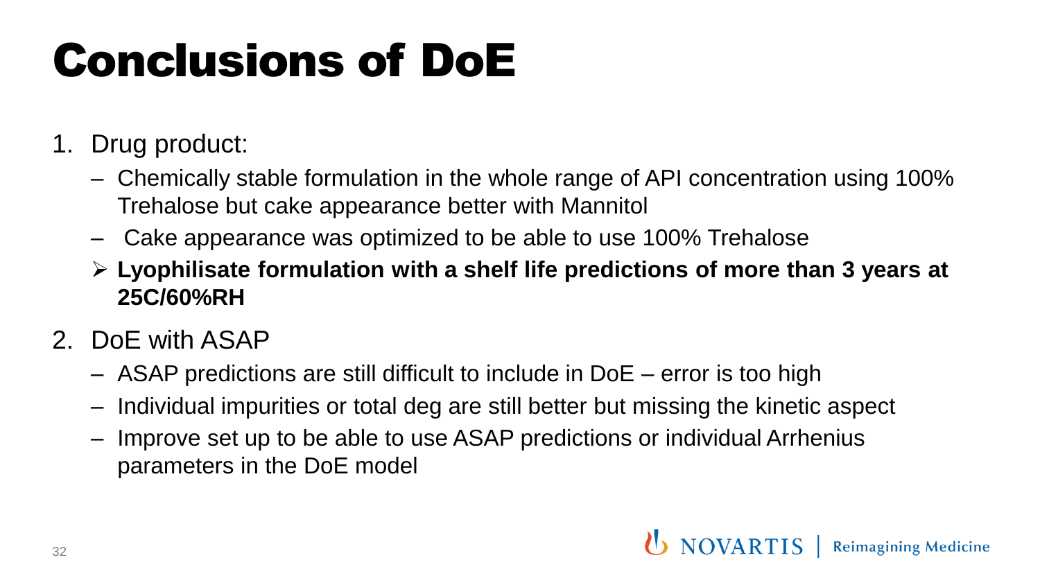# Conclusions of DoE

1. Drug product:
   - Chemically stable formulation in the whole range of API concentration using 100% Trehalose but cake appearance better with Mannitol
   - Cake appearance was optimized to be able to use 100% Trehalose
   - **Lyophilisate formulation with a shelf life predictions of more than 3 years at 25C/60%RH**
2. DoE with ASAP
   - ASAP predictions are still difficult to include in DoE – error is too high
   - Individual impurities or total deg are still better but missing the kinetic aspect
   - Improve set up to be able to use ASAP predictions or individual Arrhenius parameters in the DoE model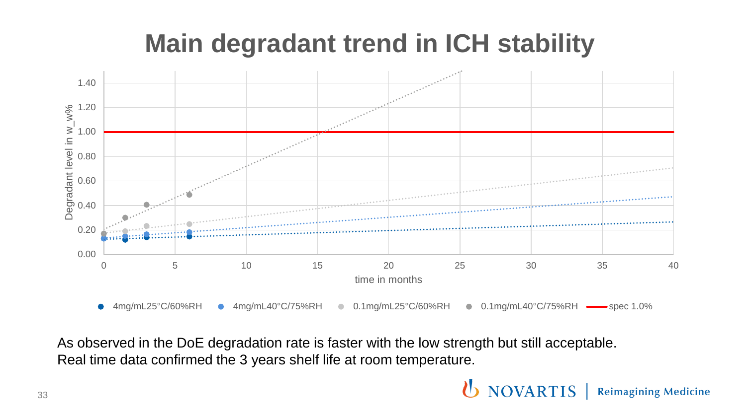# Main degradant trend in ICH stability

Degradant level in w_w%

time in months

4mg/mL25°C/60%RH · 4mg/mL40°C/75%RH · 0.1mg/mL25°C/60%RH · 0.1mg/mL40°C/75%RH · spec 1.0%

As observed in the DoE degradation rate is faster with the low strength but still acceptable.
Real time data confirmed the 3 years shelf life at room temperature.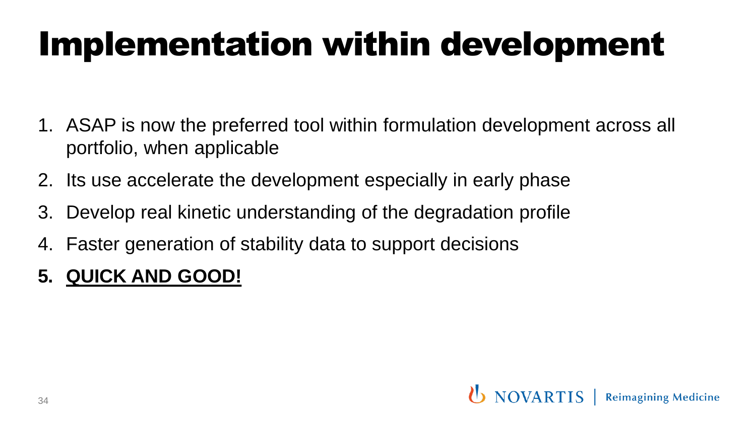# Implementation within development

1. ASAP is now the preferred tool within formulation development across all portfolio, when applicable
2. Its use accelerate the development especially in early phase
3. Develop real kinetic understanding of the degradation profile
4. Faster generation of stability data to support decisions
5. **<u>QUICK AND GOOD!</u>**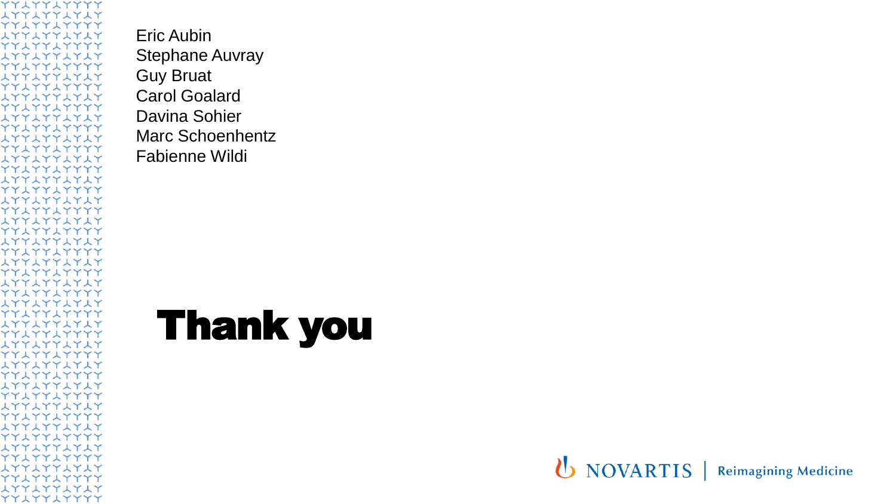Eric Aubin
Stephane Auvray
Guy Bruat
Carol Goalard
Davina Sohier
Marc Schoenhentz
Fabienne Wildi

# Thank you

NOVARTIS | Reimagining Medicine